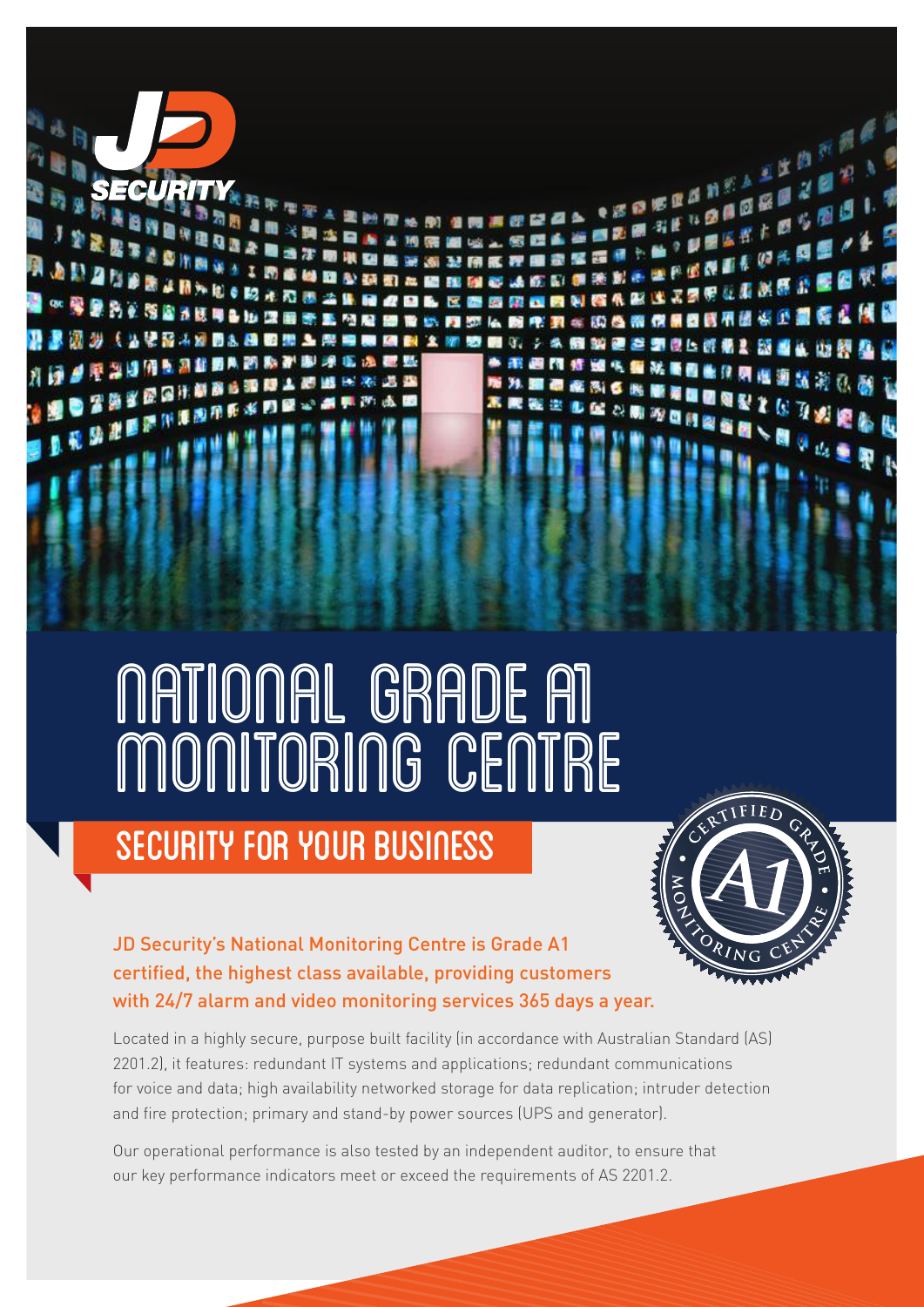JD SECURITY

# NATIONAL GRADE A1 MONITORING CENTRE

## SECURITY FOR YOUR BUSINESS

CERTIFIED GRADE A1 MONITORING CENTRE

**JD Security's National Monitoring Centre is Grade A1 certified, the highest class available, providing customers with 24/7 alarm and video monitoring services 365 days a year.**

Located in a highly secure, purpose built facility (in accordance with Australian Standard (AS) 2201.2), it features: redundant IT systems and applications; redundant communications for voice and data; high availability networked storage for data replication; intruder detection and fire protection; primary and stand-by power sources (UPS and generator).

Our operational performance is also tested by an independent auditor, to ensure that our key performance indicators meet or exceed the requirements of AS 2201.2.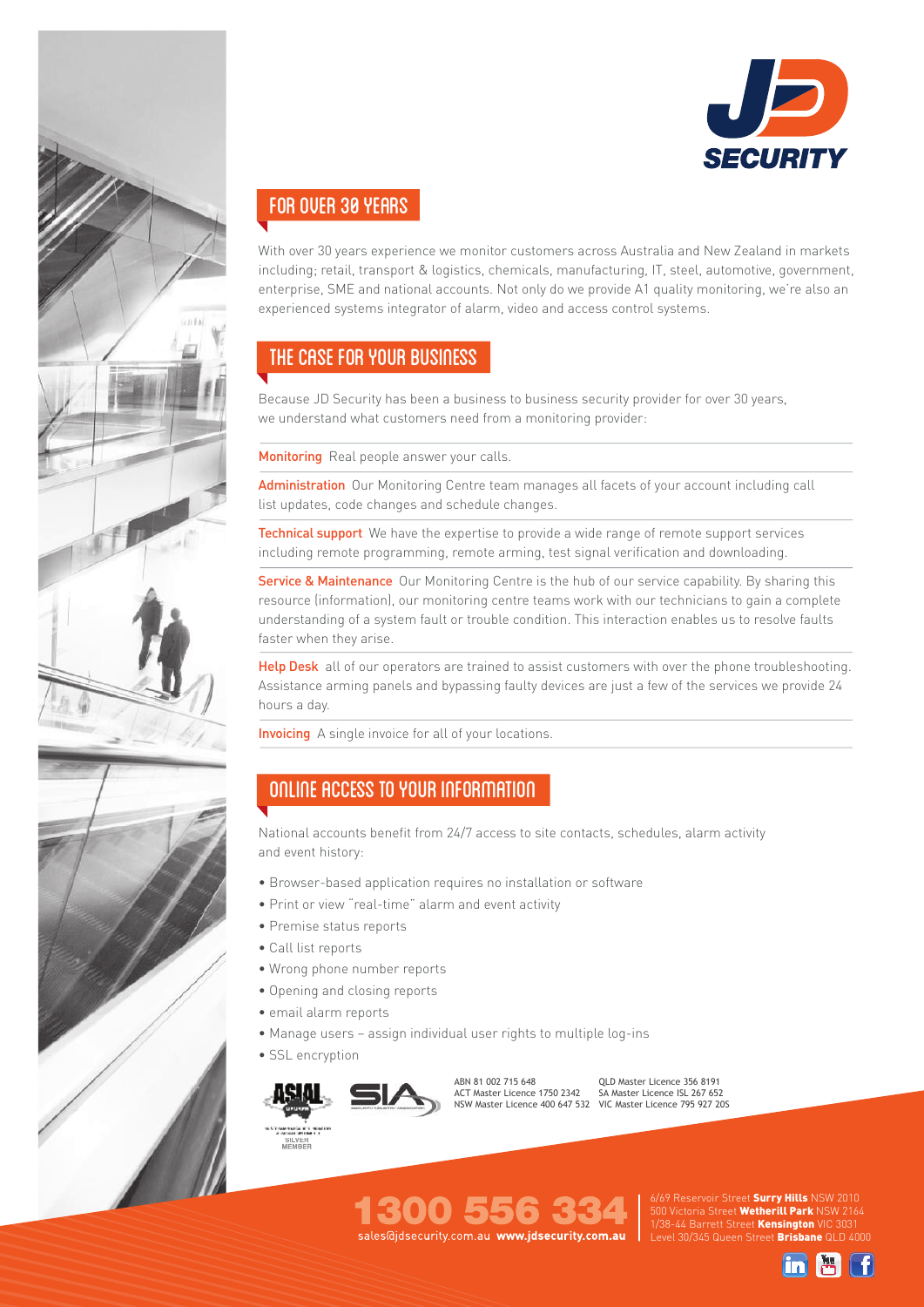JD SECURITY

## FOR OVER 30 YEARS

With over 30 years experience we monitor customers across Australia and New Zealand in markets including; retail, transport & logistics, chemicals, manufacturing, IT, steel, automotive, government, enterprise, SME and national accounts. Not only do we provide A1 quality monitoring, we're also an experienced systems integrator of alarm, video and access control systems.

## THE CASE FOR YOUR BUSINESS

Because JD Security has been a business to business security provider for over 30 years, we understand what customers need from a monitoring provider:

**Monitoring** Real people answer your calls.

**Administration** Our Monitoring Centre team manages all facets of your account including call list updates, code changes and schedule changes.

**Technical support** We have the expertise to provide a wide range of remote support services including remote programming, remote arming, test signal verification and downloading.

**Service & Maintenance** Our Monitoring Centre is the hub of our service capability. By sharing this resource (information), our monitoring centre teams work with our technicians to gain a complete understanding of a system fault or trouble condition. This interaction enables us to resolve faults faster when they arise.

**Help Desk** all of our operators are trained to assist customers with over the phone troubleshooting. Assistance arming panels and bypassing faulty devices are just a few of the services we provide 24 hours a day.

**Invoicing** A single invoice for all of your locations.

## ONLINE ACCESS TO YOUR INFORMATION

National accounts benefit from 24/7 access to site contacts, schedules, alarm activity and event history:

- Browser-based application requires no installation or software
- Print or view "real-time" alarm and event activity
- Premise status reports
- Call list reports
- Wrong phone number reports
- Opening and closing reports
- email alarm reports
- Manage users – assign individual user rights to multiple log-ins
- SSL encryption

ASIAL SILVER MEMBER

SIA

ABN 81 002 715 648
ACT Master Licence 1750 2342
NSW Master Licence 400 647 532
QLD Master Licence 356 8191
SA Master Licence ISL 267 652
VIC Master Licence 795 927 20S

**1300 556 334**

sales@jdsecurity.com.au **www.jdsecurity.com.au**

6/69 Reservoir Street **Surry Hills** NSW 2010
500 Victoria Street **Wetherill Park** NSW 2164
1/38-44 Barrett Street **Kensington** VIC 3031
Level 30/345 Queen Street **Brisbane** QLD 4000